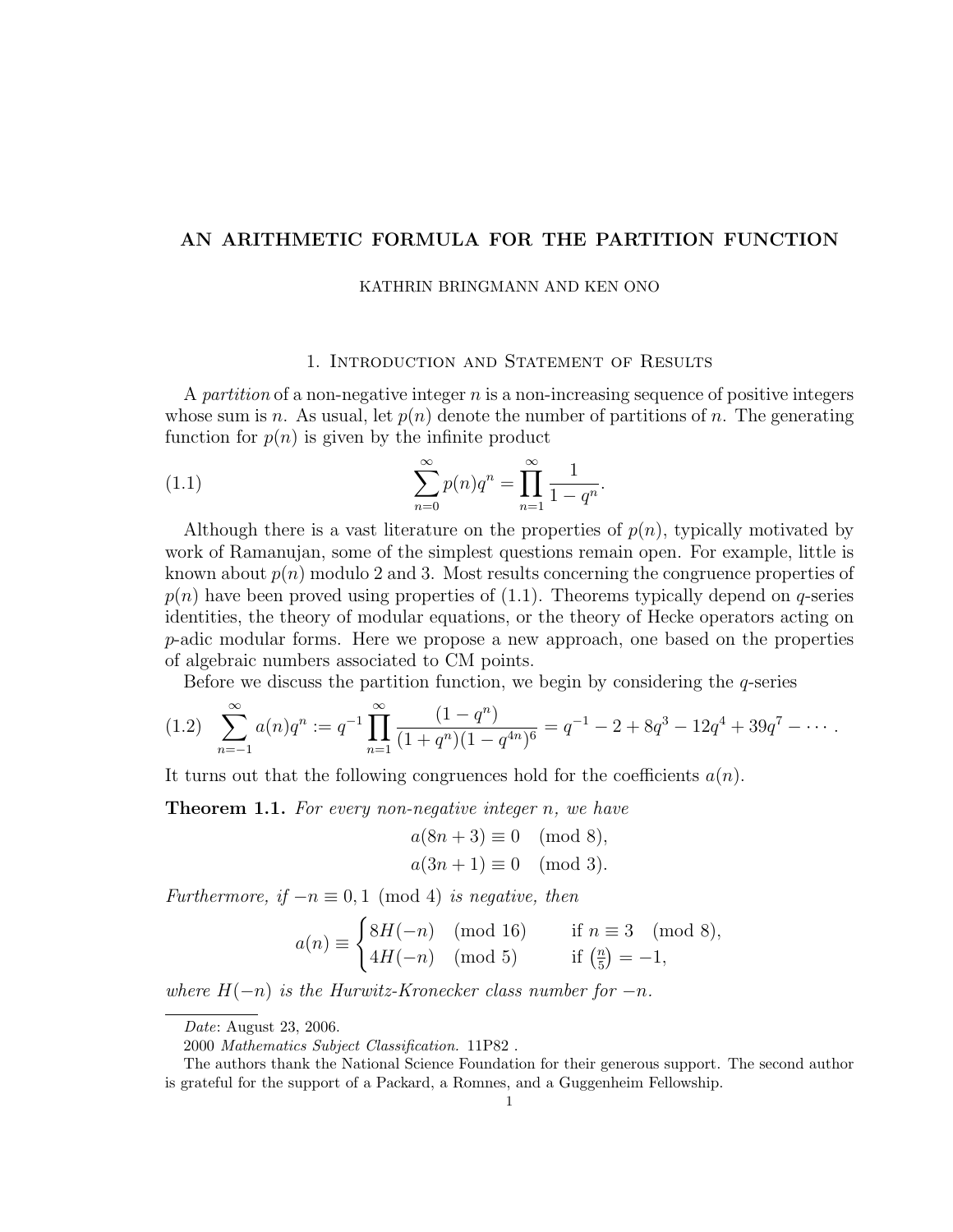# AN ARITHMETIC FORMULA FOR THE PARTITION FUNCTION

KATHRIN BRINGMANN AND KEN ONO

## 1. Introduction and Statement of Results

A *partition* of a non-negative integer $n$ is a non-increasing sequence of positive integers whose sum is $n$. As usual, let $p(n)$ denote the number of partitions of $n$. The generating function for $p(n)$ is given by the infinite product

$$\sum_{n=0}^{\infty} p(n)q^n = \prod_{n=1}^{\infty} \frac{1}{1-q^n}. \tag{1.1}$$

Although there is a vast literature on the properties of $p(n)$, typically motivated by work of Ramanujan, some of the simplest questions remain open. For example, little is known about $p(n)$ modulo 2 and 3. Most results concerning the congruence properties of $p(n)$ have been proved using properties of (1.1). Theorems typically depend on $q$-series identities, the theory of modular equations, or the theory of Hecke operators acting on $p$-adic modular forms. Here we propose a new approach, one based on the properties of algebraic numbers associated to CM points.

Before we discuss the partition function, we begin by considering the $q$-series

$$\sum_{n=-1}^{\infty} a(n)q^n := q^{-1} \prod_{n=1}^{\infty} \frac{(1-q^n)}{(1+q^n)(1-q^{4n})^6} = q^{-1} - 2 + 8q^3 - 12q^4 + 39q^7 - \cdots. \tag{1.2}$$

It turns out that the following congruences hold for the coefficients $a(n)$.

**Theorem 1.1.** *For every non-negative integer $n$, we have*

$$a(8n+3) \equiv 0 \pmod 8,$$
$$a(3n+1) \equiv 0 \pmod 3.$$

*Furthermore, if $-n \equiv 0, 1 \pmod 4$ is negative, then*

$$a(n) \equiv \begin{cases} 8H(-n) \pmod{16} & \text{if } n \equiv 3 \pmod 8, \\ 4H(-n) \pmod 5 & \text{if } \left(\frac{n}{5}\right) = -1, \end{cases}$$

*where $H(-n)$ is the Hurwitz-Kronecker class number for $-n$.*

---

*Date*: August 23, 2006.

2000 *Mathematics Subject Classification.* 11P82 .

The authors thank the National Science Foundation for their generous support. The second author is grateful for the support of a Packard, a Romnes, and a Guggenheim Fellowship.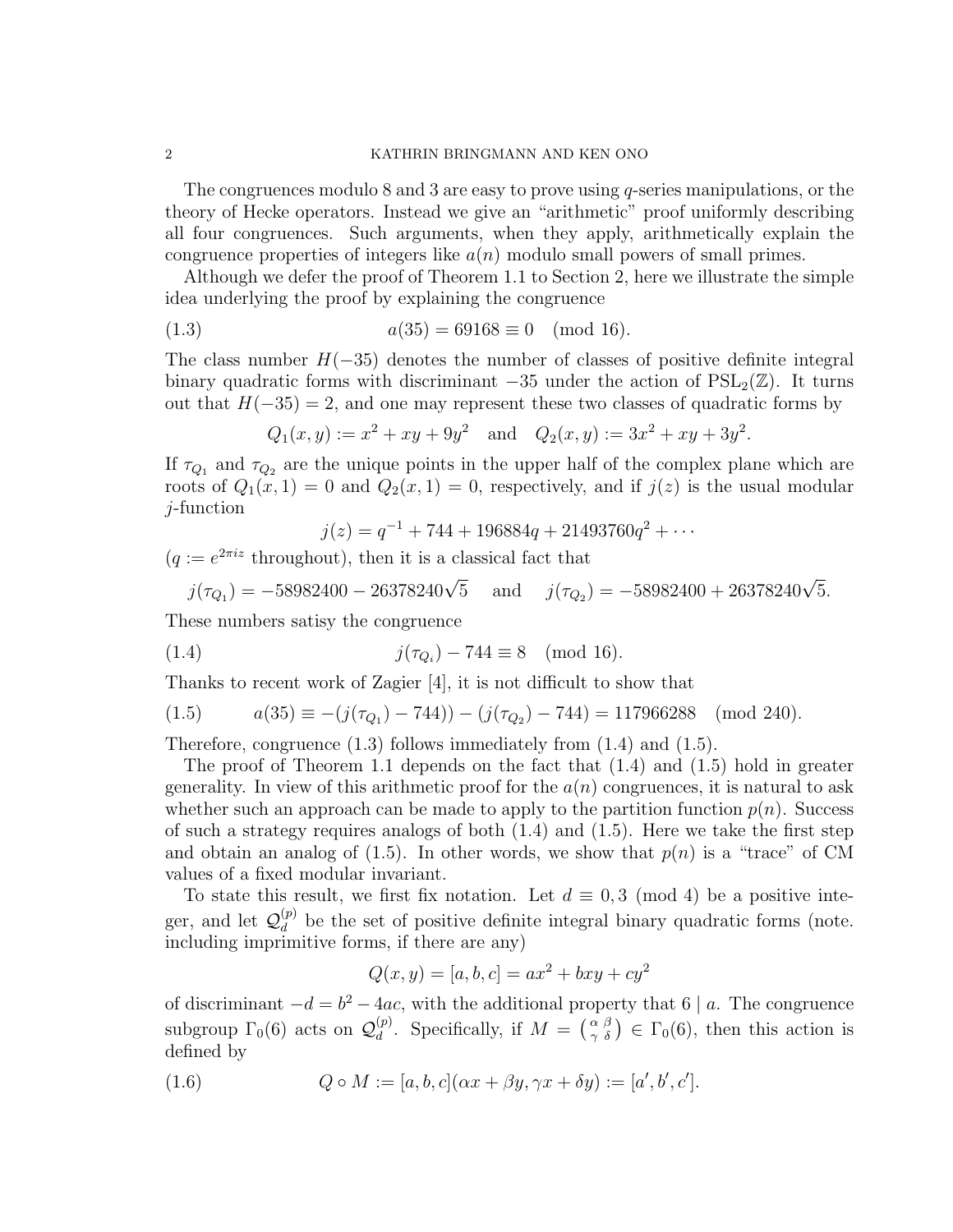The congruences modulo 8 and 3 are easy to prove using $q$-series manipulations, or the theory of Hecke operators. Instead we give an "arithmetic" proof uniformly describing all four congruences. Such arguments, when they apply, arithmetically explain the congruence properties of integers like $a(n)$ modulo small powers of small primes.

Although we defer the proof of Theorem 1.1 to Section 2, here we illustrate the simple idea underlying the proof by explaining the congruence

$$a(35) = 69168 \equiv 0 \pmod{16}. \tag{1.3}$$

The class number $H(-35)$ denotes the number of classes of positive definite integral binary quadratic forms with discriminant $-35$ under the action of $\mathrm{PSL}_2(\mathbb{Z})$. It turns out that $H(-35) = 2$, and one may represent these two classes of quadratic forms by

$$Q_1(x, y) := x^2 + xy + 9y^2 \quad \text{and} \quad Q_2(x, y) := 3x^2 + xy + 3y^2.$$

If $\tau_{Q_1}$ and $\tau_{Q_2}$ are the unique points in the upper half of the complex plane which are roots of $Q_1(x, 1) = 0$ and $Q_2(x, 1) = 0$, respectively, and if $j(z)$ is the usual modular $j$-function

$$j(z) = q^{-1} + 744 + 196884q + 21493760q^2 + \cdots$$

($q := e^{2\pi i z}$ throughout), then it is a classical fact that

$$j(\tau_{Q_1}) = -58982400 - 26378240\sqrt{5} \quad \text{and} \quad j(\tau_{Q_2}) = -58982400 + 26378240\sqrt{5}.$$

These numbers satisy the congruence

$$j(\tau_{Q_i}) - 744 \equiv 8 \pmod{16}. \tag{1.4}$$

Thanks to recent work of Zagier [4], it is not difficult to show that

$$a(35) \equiv -(j(\tau_{Q_1}) - 744)) - (j(\tau_{Q_2}) - 744) = 117966288 \pmod{240}. \tag{1.5}$$

Therefore, congruence (1.3) follows immediately from (1.4) and (1.5).

The proof of Theorem 1.1 depends on the fact that (1.4) and (1.5) hold in greater generality. In view of this arithmetic proof for the $a(n)$ congruences, it is natural to ask whether such an approach can be made to apply to the partition function $p(n)$. Success of such a strategy requires analogs of both (1.4) and (1.5). Here we take the first step and obtain an analog of (1.5). In other words, we show that $p(n)$ is a "trace" of CM values of a fixed modular invariant.

To state this result, we first fix notation. Let $d \equiv 0, 3 \pmod 4$ be a positive integer, and let $\mathcal{Q}_d^{(p)}$ be the set of positive definite integral binary quadratic forms (note. including imprimitive forms, if there are any)

$$Q(x, y) = [a, b, c] = ax^2 + bxy + cy^2$$

of discriminant $-d = b^2 - 4ac$, with the additional property that $6 \mid a$. The congruence subgroup $\Gamma_0(6)$ acts on $\mathcal{Q}_d^{(p)}$. Specifically, if $M = \left(\begin{smallmatrix} \alpha & \beta \\ \gamma & \delta \end{smallmatrix}\right) \in \Gamma_0(6)$, then this action is defined by

$$Q \circ M := [a, b, c](\alpha x + \beta y, \gamma x + \delta y) := [a', b', c']. \tag{1.6}$$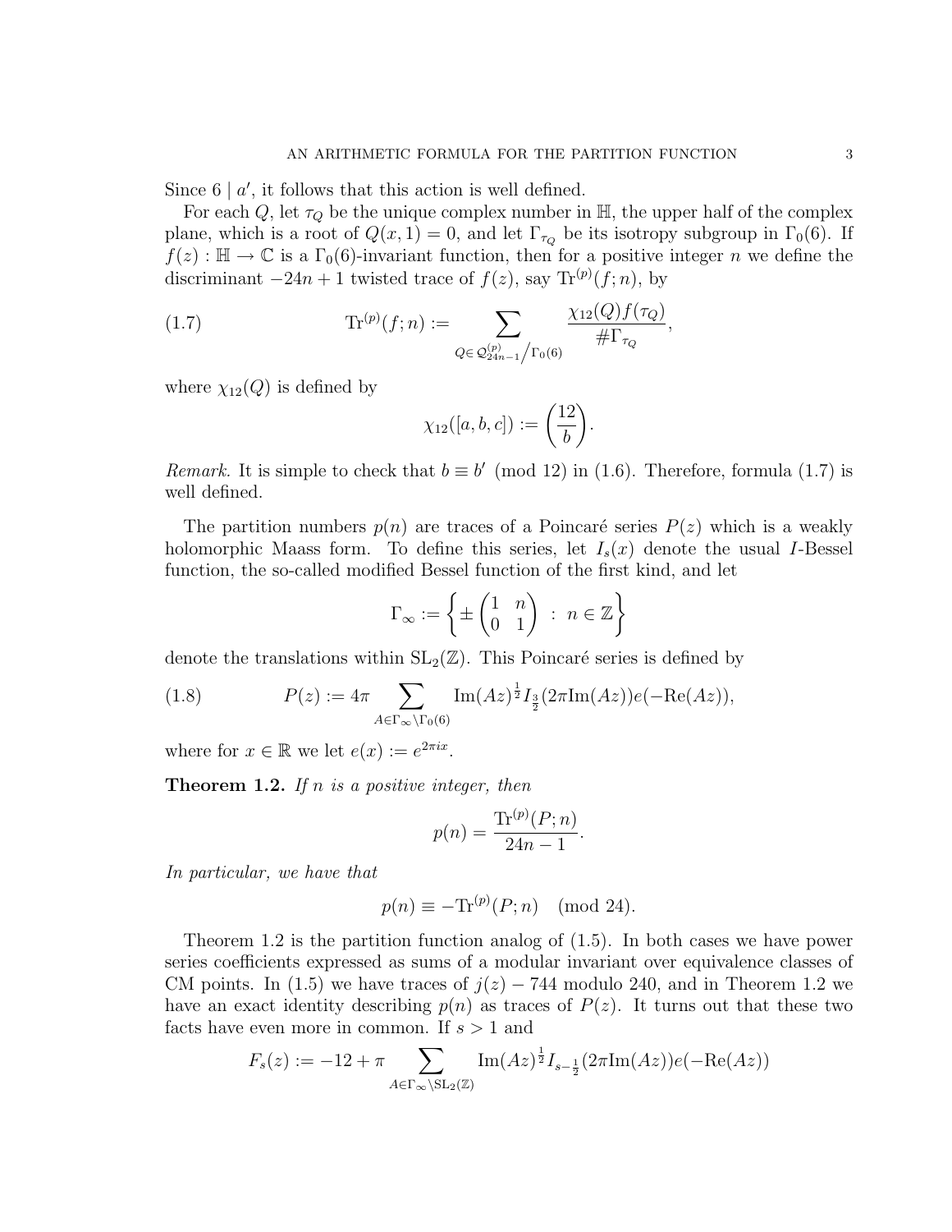Since $6 \mid a'$, it follows that this action is well defined.

For each $Q$, let $\tau_Q$ be the unique complex number in $\mathbb{H}$, the upper half of the complex plane, which is a root of $Q(x,1)=0$, and let $\Gamma_{\tau_Q}$ be its isotropy subgroup in $\Gamma_0(6)$. If $f(z) : \mathbb{H} \to \mathbb{C}$ is a $\Gamma_0(6)$-invariant function, then for a positive integer $n$ we define the discriminant $-24n+1$ twisted trace of $f(z)$, say $\mathrm{Tr}^{(p)}(f;n)$, by

$$\mathrm{Tr}^{(p)}(f;n) := \sum_{Q \in \mathcal{Q}^{(p)}_{24n-1} / \Gamma_0(6)} \frac{\chi_{12}(Q) f(\tau_Q)}{\#\Gamma_{\tau_Q}}, \tag{1.7}$$

where $\chi_{12}(Q)$ is defined by

$$\chi_{12}([a,b,c]) := \left(\frac{12}{b}\right).$$

*Remark.* It is simple to check that $b \equiv b' \pmod{12}$ in (1.6). Therefore, formula (1.7) is well defined.

The partition numbers $p(n)$ are traces of a Poincaré series $P(z)$ which is a weakly holomorphic Maass form. To define this series, let $I_s(x)$ denote the usual $I$-Bessel function, the so-called modified Bessel function of the first kind, and let

$$\Gamma_\infty := \left\{ \pm \begin{pmatrix} 1 & n \\ 0 & 1 \end{pmatrix} \ : \ n \in \mathbb{Z} \right\}$$

denote the translations within $\mathrm{SL}_2(\mathbb{Z})$. This Poincaré series is defined by

$$P(z) := 4\pi \sum_{A \in \Gamma_\infty \backslash \Gamma_0(6)} \mathrm{Im}(Az)^{\frac{1}{2}} I_{\frac{3}{2}}(2\pi \mathrm{Im}(Az)) e(-\mathrm{Re}(Az)), \tag{1.8}$$

where for $x \in \mathbb{R}$ we let $e(x) := e^{2\pi i x}$.

**Theorem 1.2.** *If $n$ is a positive integer, then*

$$p(n) = \frac{\mathrm{Tr}^{(p)}(P;n)}{24n-1}.$$

*In particular, we have that*

$$p(n) \equiv -\mathrm{Tr}^{(p)}(P;n) \pmod{24}.$$

Theorem 1.2 is the partition function analog of (1.5). In both cases we have power series coefficients expressed as sums of a modular invariant over equivalence classes of CM points. In (1.5) we have traces of $j(z) - 744$ modulo 240, and in Theorem 1.2 we have an exact identity describing $p(n)$ as traces of $P(z)$. It turns out that these two facts have even more in common. If $s > 1$ and

$$F_s(z) := -12 + \pi \sum_{A \in \Gamma_\infty \backslash \mathrm{SL}_2(\mathbb{Z})} \mathrm{Im}(Az)^{\frac{1}{2}} I_{s-\frac{1}{2}}(2\pi \mathrm{Im}(Az)) e(-\mathrm{Re}(Az))$$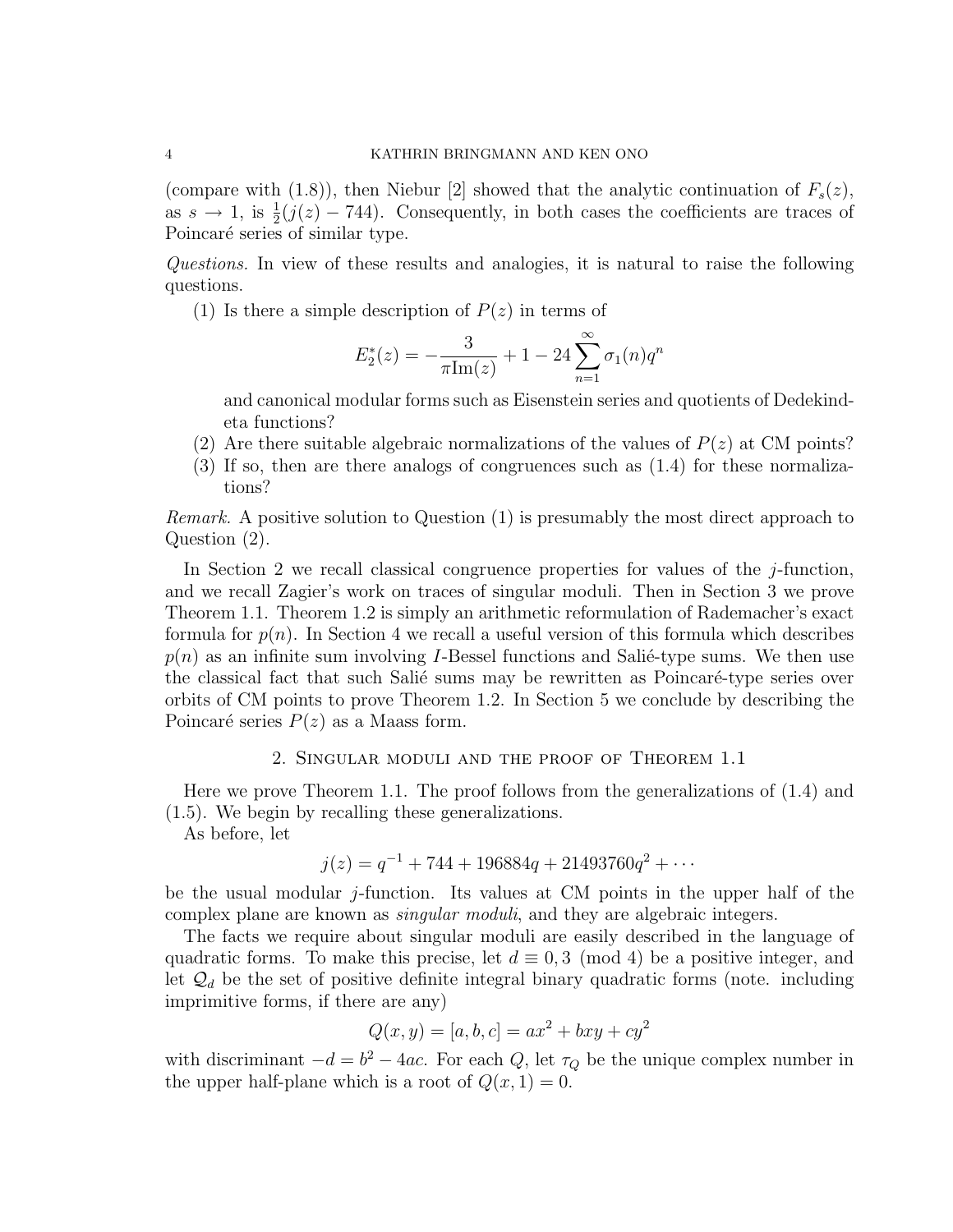(compare with (1.8)), then Niebur [2] showed that the analytic continuation of $F_s(z)$, as $s \to 1$, is $\frac{1}{2}(j(z) - 744)$. Consequently, in both cases the coefficients are traces of Poincaré series of similar type.

*Questions.* In view of these results and analogies, it is natural to raise the following questions.

(1) Is there a simple description of $P(z)$ in terms of

$$E_2^*(z) = -\frac{3}{\pi \mathrm{Im}(z)} + 1 - 24 \sum_{n=1}^{\infty} \sigma_1(n) q^n$$

and canonical modular forms such as Eisenstein series and quotients of Dedekind-eta functions?

(2) Are there suitable algebraic normalizations of the values of $P(z)$ at CM points?

(3) If so, then are there analogs of congruences such as (1.4) for these normalizations?

*Remark.* A positive solution to Question (1) is presumably the most direct approach to Question (2).

In Section 2 we recall classical congruence properties for values of the $j$-function, and we recall Zagier's work on traces of singular moduli. Then in Section 3 we prove Theorem 1.1. Theorem 1.2 is simply an arithmetic reformulation of Rademacher's exact formula for $p(n)$. In Section 4 we recall a useful version of this formula which describes $p(n)$ as an infinite sum involving $I$-Bessel functions and Salié-type sums. We then use the classical fact that such Salié sums may be rewritten as Poincaré-type series over orbits of CM points to prove Theorem 1.2. In Section 5 we conclude by describing the Poincaré series $P(z)$ as a Maass form.

## 2. Singular moduli and the proof of Theorem 1.1

Here we prove Theorem 1.1. The proof follows from the generalizations of (1.4) and (1.5). We begin by recalling these generalizations.

As before, let

$$j(z) = q^{-1} + 744 + 196884q + 21493760q^2 + \cdots$$

be the usual modular $j$-function. Its values at CM points in the upper half of the complex plane are known as *singular moduli*, and they are algebraic integers.

The facts we require about singular moduli are easily described in the language of quadratic forms. To make this precise, let $d \equiv 0, 3 \pmod 4$ be a positive integer, and let $\mathcal{Q}_d$ be the set of positive definite integral binary quadratic forms (note. including imprimitive forms, if there are any)

$$Q(x, y) = [a, b, c] = ax^2 + bxy + cy^2$$

with discriminant $-d = b^2 - 4ac$. For each $Q$, let $\tau_Q$ be the unique complex number in the upper half-plane which is a root of $Q(x, 1) = 0$.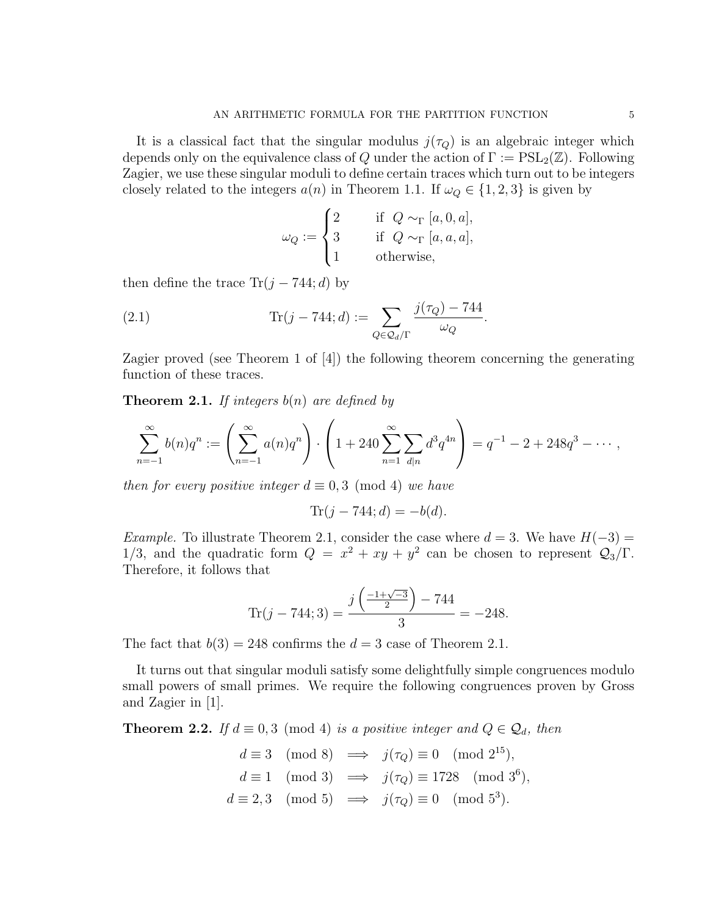It is a classical fact that the singular modulus $j(\tau_Q)$ is an algebraic integer which depends only on the equivalence class of $Q$ under the action of $\Gamma := \mathrm{PSL}_2(\mathbb{Z})$. Following Zagier, we use these singular moduli to define certain traces which turn out to be integers closely related to the integers $a(n)$ in Theorem 1.1. If $\omega_Q \in \{1, 2, 3\}$ is given by

$$\omega_Q := \begin{cases} 2 & \text{if } Q \sim_\Gamma [a, 0, a], \\ 3 & \text{if } Q \sim_\Gamma [a, a, a], \\ 1 & \text{otherwise,} \end{cases}$$

then define the trace $\mathrm{Tr}(j - 744; d)$ by

$$\mathrm{Tr}(j - 744; d) := \sum_{Q \in \mathcal{Q}_d/\Gamma} \frac{j(\tau_Q) - 744}{\omega_Q}. \tag{2.1}$$

Zagier proved (see Theorem 1 of [4]) the following theorem concerning the generating function of these traces.

**Theorem 2.1.** *If integers $b(n)$ are defined by*

$$\sum_{n=-1}^{\infty} b(n) q^n := \left( \sum_{n=-1}^{\infty} a(n) q^n \right) \cdot \left( 1 + 240 \sum_{n=1}^{\infty} \sum_{d \mid n} d^3 q^{4n} \right) = q^{-1} - 2 + 248 q^3 - \cdots,$$

*then for every positive integer $d \equiv 0, 3 \pmod 4$ we have*

$$\mathrm{Tr}(j - 744; d) = -b(d).$$

*Example.* To illustrate Theorem 2.1, consider the case where $d = 3$. We have $H(-3) = 1/3$, and the quadratic form $Q = x^2 + xy + y^2$ can be chosen to represent $\mathcal{Q}_3/\Gamma$. Therefore, it follows that

$$\mathrm{Tr}(j - 744; 3) = \frac{j\left(\frac{-1+\sqrt{-3}}{2}\right) - 744}{3} = -248.$$

The fact that $b(3) = 248$ confirms the $d = 3$ case of Theorem 2.1.

It turns out that singular moduli satisfy some delightfully simple congruences modulo small powers of small primes. We require the following congruences proven by Gross and Zagier in [1].

**Theorem 2.2.** *If $d \equiv 0, 3 \pmod 4$ is a positive integer and $Q \in \mathcal{Q}_d$, then*

$$\begin{aligned} d \equiv 3 \pmod 8 &\implies j(\tau_Q) \equiv 0 \pmod{2^{15}}, \\ d \equiv 1 \pmod 3 &\implies j(\tau_Q) \equiv 1728 \pmod{3^6}, \\ d \equiv 2, 3 \pmod 5 &\implies j(\tau_Q) \equiv 0 \pmod{5^3}. \end{aligned}$$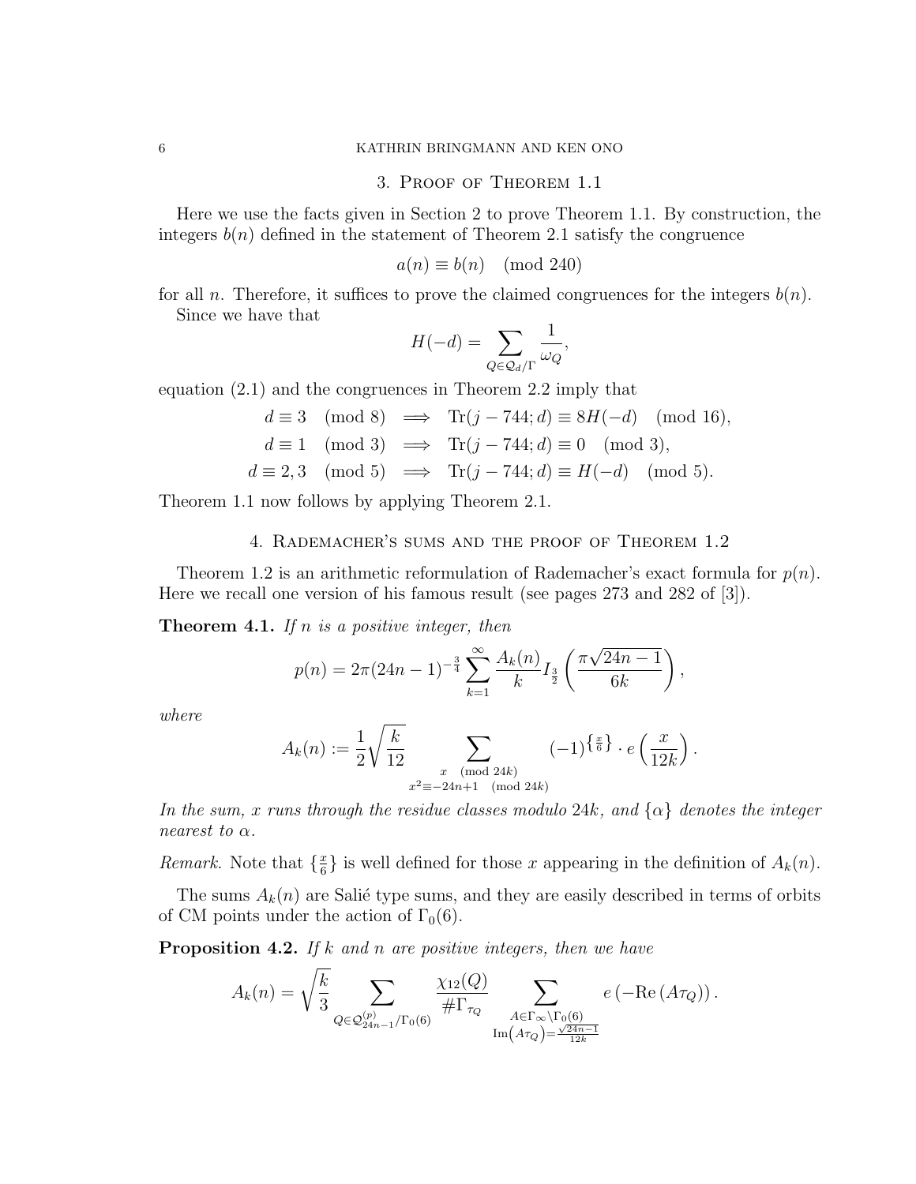## 3. Proof of Theorem 1.1

Here we use the facts given in Section 2 to prove Theorem 1.1. By construction, the integers $b(n)$ defined in the statement of Theorem 2.1 satisfy the congruence

$$a(n) \equiv b(n) \pmod{240}$$

for all $n$. Therefore, it suffices to prove the claimed congruences for the integers $b(n)$.

Since we have that

$$H(-d) = \sum_{Q \in \mathcal{Q}_d/\Gamma} \frac{1}{\omega_Q},$$

equation (2.1) and the congruences in Theorem 2.2 imply that

$$\begin{aligned}
d \equiv 3 \pmod 8 \quad &\Longrightarrow \quad \mathrm{Tr}(j - 744; d) \equiv 8H(-d) \pmod{16},\\
d \equiv 1 \pmod 3 \quad &\Longrightarrow \quad \mathrm{Tr}(j - 744; d) \equiv 0 \pmod 3,\\
d \equiv 2, 3 \pmod 5 \quad &\Longrightarrow \quad \mathrm{Tr}(j - 744; d) \equiv H(-d) \pmod 5.
\end{aligned}$$

Theorem 1.1 now follows by applying Theorem 2.1.

## 4. Rademacher's sums and the proof of Theorem 1.2

Theorem 1.2 is an arithmetic reformulation of Rademacher's exact formula for $p(n)$. Here we recall one version of his famous result (see pages 273 and 282 of [3]).

**Theorem 4.1.** *If $n$ is a positive integer, then*

$$p(n) = 2\pi (24n-1)^{-\frac{3}{4}} \sum_{k=1}^{\infty} \frac{A_k(n)}{k} I_{\frac{3}{2}}\left(\frac{\pi\sqrt{24n-1}}{6k}\right),$$

*where*

$$A_k(n) := \frac{1}{2}\sqrt{\frac{k}{12}} \sum_{\substack{x \pmod{24k} \\ x^2 \equiv -24n+1 \pmod{24k}}} (-1)^{\{\frac{x}{6}\}} \cdot e\left(\frac{x}{12k}\right).$$

*In the sum, $x$ runs through the residue classes modulo $24k$, and $\{\alpha\}$ denotes the integer nearest to $\alpha$.*

*Remark.* Note that $\{\frac{x}{6}\}$ is well defined for those $x$ appearing in the definition of $A_k(n)$.

The sums $A_k(n)$ are Salié type sums, and they are easily described in terms of orbits of CM points under the action of $\Gamma_0(6)$.

**Proposition 4.2.** *If $k$ and $n$ are positive integers, then we have*

$$A_k(n) = \sqrt{\frac{k}{3}} \sum_{Q \in \mathcal{Q}^{(p)}_{24n-1}/\Gamma_0(6)} \frac{\chi_{12}(Q)}{\#\Gamma_{\tau_Q}} \sum_{\substack{A \in \Gamma_\infty \backslash \Gamma_0(6) \\ \mathrm{Im}\left(A\tau_Q\right) = \frac{\sqrt{24n-1}}{12k}}} e\left(-\mathrm{Re}\left(A\tau_Q\right)\right).$$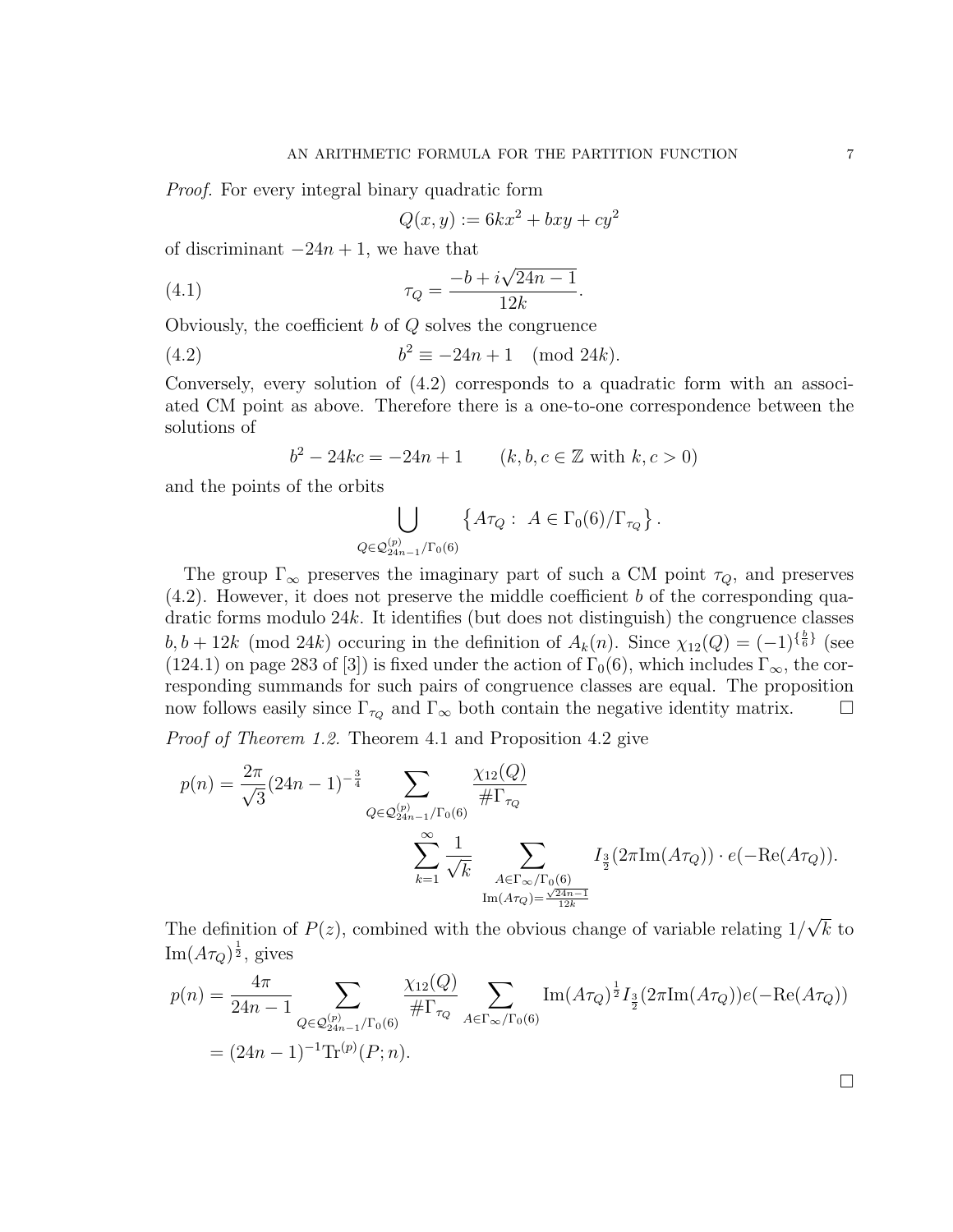*Proof.* For every integral binary quadratic form

$$Q(x, y) := 6kx^2 + bxy + cy^2$$

of discriminant $-24n + 1$, we have that

$$\tau_Q = \frac{-b + i\sqrt{24n-1}}{12k}. \tag{4.1}$$

Obviously, the coefficient $b$ of $Q$ solves the congruence

$$b^2 \equiv -24n + 1 \pmod{24k}. \tag{4.2}$$

Conversely, every solution of (4.2) corresponds to a quadratic form with an associated CM point as above. Therefore there is a one-to-one correspondence between the solutions of

$$b^2 - 24kc = -24n + 1 \qquad (k, b, c \in \mathbb{Z} \text{ with } k, c > 0)$$

and the points of the orbits

$$\bigcup_{Q \in \mathcal{Q}_{24n-1}^{(p)}/\Gamma_0(6)} \left\{ A\tau_Q : \ A \in \Gamma_0(6)/\Gamma_{\tau_Q} \right\}.$$

The group $\Gamma_\infty$ preserves the imaginary part of such a CM point $\tau_Q$, and preserves (4.2). However, it does not preserve the middle coefficient $b$ of the corresponding quadratic forms modulo $24k$. It identifies (but does not distinguish) the congruence classes $b, b + 12k \pmod{24k}$ occuring in the definition of $A_k(n)$. Since $\chi_{12}(Q) = (-1)^{\{\frac{b}{6}\}}$ (see (124.1) on page 283 of [3]) is fixed under the action of $\Gamma_0(6)$, which includes $\Gamma_\infty$, the corresponding summands for such pairs of congruence classes are equal. The proposition now follows easily since $\Gamma_{\tau_Q}$ and $\Gamma_\infty$ both contain the negative identity matrix. $\square$

*Proof of Theorem 1.2.* Theorem 4.1 and Proposition 4.2 give

$$p(n) = \frac{2\pi}{\sqrt{3}}(24n-1)^{-\frac{3}{4}} \sum_{Q \in \mathcal{Q}_{24n-1}^{(p)}/\Gamma_0(6)} \frac{\chi_{12}(Q)}{\#\Gamma_{\tau_Q}} \sum_{k=1}^{\infty} \frac{1}{\sqrt{k}} \sum_{\substack{A \in \Gamma_\infty/\Gamma_0(6) \\ \mathrm{Im}(A\tau_Q) = \frac{\sqrt{24n-1}}{12k}}} I_{\frac{3}{2}}(2\pi \mathrm{Im}(A\tau_Q)) \cdot e(-\mathrm{Re}(A\tau_Q)).$$

The definition of $P(z)$, combined with the obvious change of variable relating $1/\sqrt{k}$ to $\mathrm{Im}(A\tau_Q)^{\frac{1}{2}}$, gives

$$\begin{aligned} p(n) &= \frac{4\pi}{24n-1} \sum_{Q \in \mathcal{Q}_{24n-1}^{(p)}/\Gamma_0(6)} \frac{\chi_{12}(Q)}{\#\Gamma_{\tau_Q}} \sum_{A \in \Gamma_\infty/\Gamma_0(6)} \mathrm{Im}(A\tau_Q)^{\frac{1}{2}} I_{\frac{3}{2}}(2\pi \mathrm{Im}(A\tau_Q)) e(-\mathrm{Re}(A\tau_Q)) \\ &= (24n-1)^{-1} \mathrm{Tr}^{(p)}(P; n). \end{aligned}$$

$\square$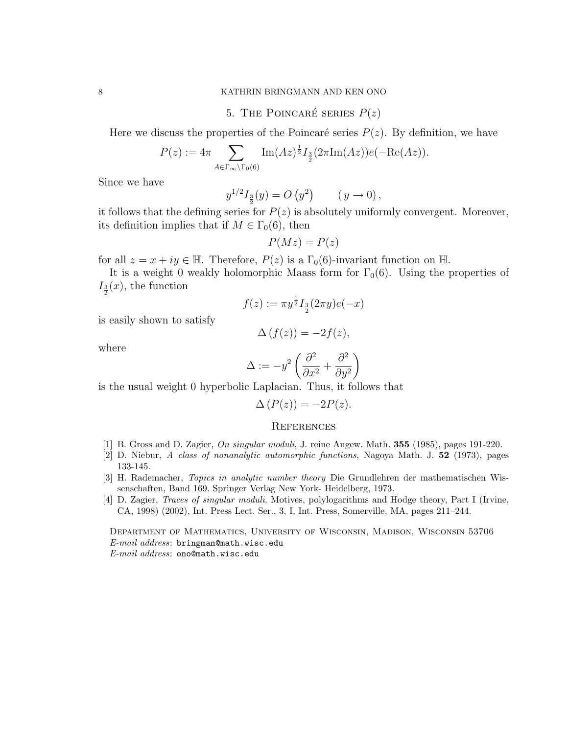## 5. The Poincaré series $P(z)$

Here we discuss the properties of the Poincaré series $P(z)$. By definition, we have

$$P(z) := 4\pi \sum_{A \in \Gamma_\infty \backslash \Gamma_0(6)} \mathrm{Im}(Az)^{\frac{1}{2}} I_{\frac{3}{2}}(2\pi \mathrm{Im}(Az)) e(-\mathrm{Re}(Az)).$$

Since we have

$$y^{1/2} I_{\frac{3}{2}}(y) = O\left(y^2\right) \qquad (y \to 0),$$

it follows that the defining series for $P(z)$ is absolutely uniformly convergent. Moreover, its definition implies that if $M \in \Gamma_0(6)$, then

$$P(Mz) = P(z)$$

for all $z = x + iy \in \mathbb{H}$. Therefore, $P(z)$ is a $\Gamma_0(6)$-invariant function on $\mathbb{H}$.

It is a weight 0 weakly holomorphic Maass form for $\Gamma_0(6)$. Using the properties of $I_{\frac{3}{2}}(x)$, the function

$$f(z) := \pi y^{\frac{1}{2}} I_{\frac{3}{2}}(2\pi y) e(-x)$$

is easily shown to satisfy

$$\Delta\left(f(z)\right) = -2f(z),$$

where

$$\Delta := -y^2 \left( \frac{\partial^2}{\partial x^2} + \frac{\partial^2}{\partial y^2} \right)$$

is the usual weight 0 hyperbolic Laplacian. Thus, it follows that

$$\Delta\left(P(z)\right) = -2P(z).$$

## References

[1] B. Gross and D. Zagier, *On singular moduli*, J. reine Angew. Math. **355** (1985), pages 191-220.

[2] D. Niebur, *A class of nonanalytic automorphic functions*, Nagoya Math. J. **52** (1973), pages 133-145.

[3] H. Rademacher, *Topics in analytic number theory* Die Grundlehren der mathematischen Wissenschaften, Band 169. Springer Verlag New York- Heidelberg, 1973.

[4] D. Zagier, *Traces of singular moduli*, Motives, polylogarithms and Hodge theory, Part I (Irvine, CA, 1998) (2002), Int. Press Lect. Ser., 3, I, Int. Press, Somerville, MA, pages 211–244.

Department of Mathematics, University of Wisconsin, Madison, Wisconsin 53706
*E-mail address*: bringman@math.wisc.edu
*E-mail address*: ono@math.wisc.edu